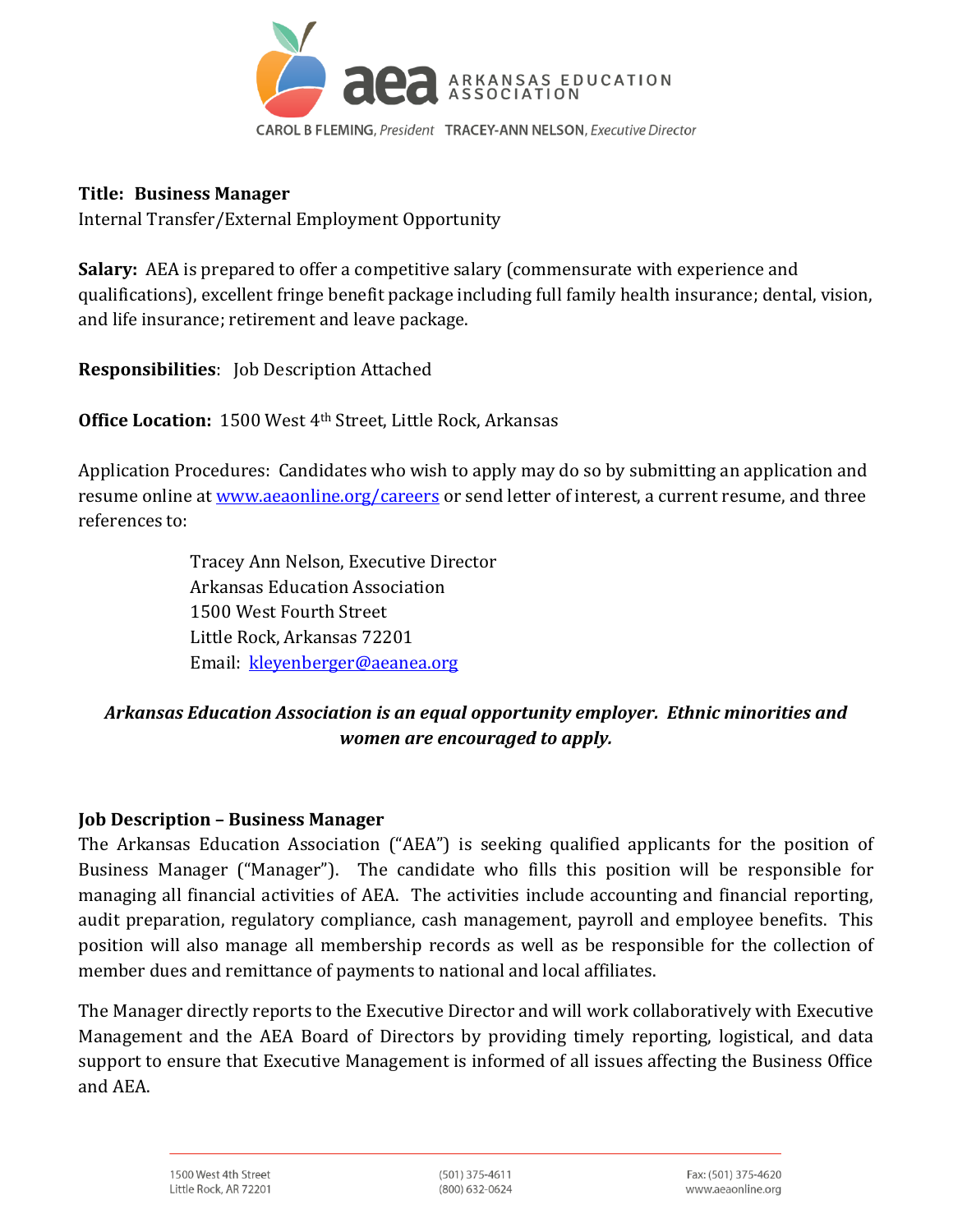**ARKANSAS EDUCATION ASSOCIATION**

CAROL B FLEMING, *President* TRACEY-ANN NELSON, *Executive Director*

**Title: Business Manager**
Internal Transfer/External Employment Opportunity

**Salary:** AEA is prepared to offer a competitive salary (commensurate with experience and qualifications), excellent fringe benefit package including full family health insurance; dental, vision, and life insurance; retirement and leave package.

**Responsibilities**: Job Description Attached

**Office Location:** 1500 West 4th Street, Little Rock, Arkansas

Application Procedures: Candidates who wish to apply may do so by submitting an application and resume online at [www.aeaonline.org/careers](http://www.aeaonline.org/careers) or send letter of interest, a current resume, and three references to:

> Tracey Ann Nelson, Executive Director
> Arkansas Education Association
> 1500 West Fourth Street
> Little Rock, Arkansas 72201
> Email: [kleyenberger@aeanea.org](mailto:kleyenberger@aeanea.org)

***Arkansas Education Association is an equal opportunity employer. Ethnic minorities and women are encouraged to apply.***

## Job Description – Business Manager

The Arkansas Education Association ("AEA") is seeking qualified applicants for the position of Business Manager ("Manager"). The candidate who fills this position will be responsible for managing all financial activities of AEA. The activities include accounting and financial reporting, audit preparation, regulatory compliance, cash management, payroll and employee benefits. This position will also manage all membership records as well as be responsible for the collection of member dues and remittance of payments to national and local affiliates.

The Manager directly reports to the Executive Director and will work collaboratively with Executive Management and the AEA Board of Directors by providing timely reporting, logistical, and data support to ensure that Executive Management is informed of all issues affecting the Business Office and AEA.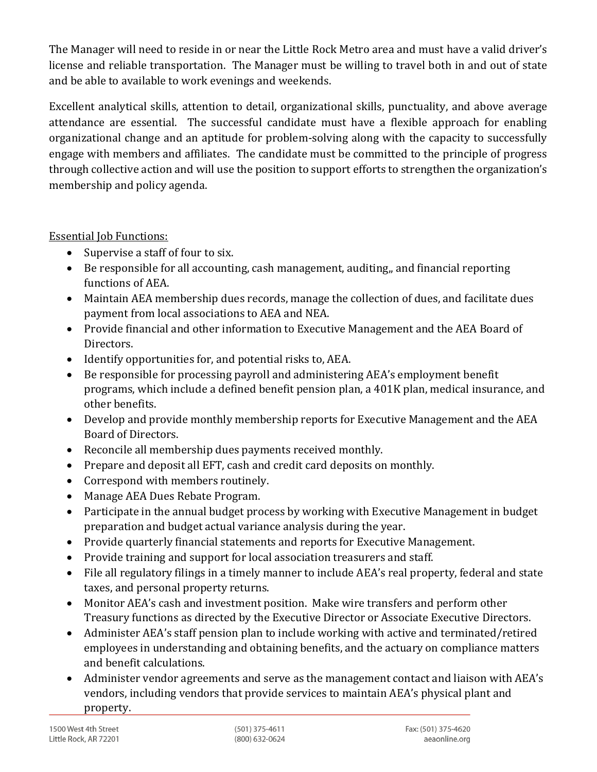The Manager will need to reside in or near the Little Rock Metro area and must have a valid driver's license and reliable transportation. The Manager must be willing to travel both in and out of state and be able to available to work evenings and weekends.

Excellent analytical skills, attention to detail, organizational skills, punctuality, and above average attendance are essential. The successful candidate must have a flexible approach for enabling organizational change and an aptitude for problem-solving along with the capacity to successfully engage with members and affiliates. The candidate must be committed to the principle of progress through collective action and will use the position to support efforts to strengthen the organization's membership and policy agenda.

Essential Job Functions:

- Supervise a staff of four to six.
- Be responsible for all accounting, cash management, auditing,, and financial reporting functions of AEA.
- Maintain AEA membership dues records, manage the collection of dues, and facilitate dues payment from local associations to AEA and NEA.
- Provide financial and other information to Executive Management and the AEA Board of Directors.
- Identify opportunities for, and potential risks to, AEA.
- Be responsible for processing payroll and administering AEA's employment benefit programs, which include a defined benefit pension plan, a 401K plan, medical insurance, and other benefits.
- Develop and provide monthly membership reports for Executive Management and the AEA Board of Directors.
- Reconcile all membership dues payments received monthly.
- Prepare and deposit all EFT, cash and credit card deposits on monthly.
- Correspond with members routinely.
- Manage AEA Dues Rebate Program.
- Participate in the annual budget process by working with Executive Management in budget preparation and budget actual variance analysis during the year.
- Provide quarterly financial statements and reports for Executive Management.
- Provide training and support for local association treasurers and staff.
- File all regulatory filings in a timely manner to include AEA's real property, federal and state taxes, and personal property returns.
- Monitor AEA's cash and investment position. Make wire transfers and perform other Treasury functions as directed by the Executive Director or Associate Executive Directors.
- Administer AEA's staff pension plan to include working with active and terminated/retired employees in understanding and obtaining benefits, and the actuary on compliance matters and benefit calculations.
- Administer vendor agreements and serve as the management contact and liaison with AEA's vendors, including vendors that provide services to maintain AEA's physical plant and property.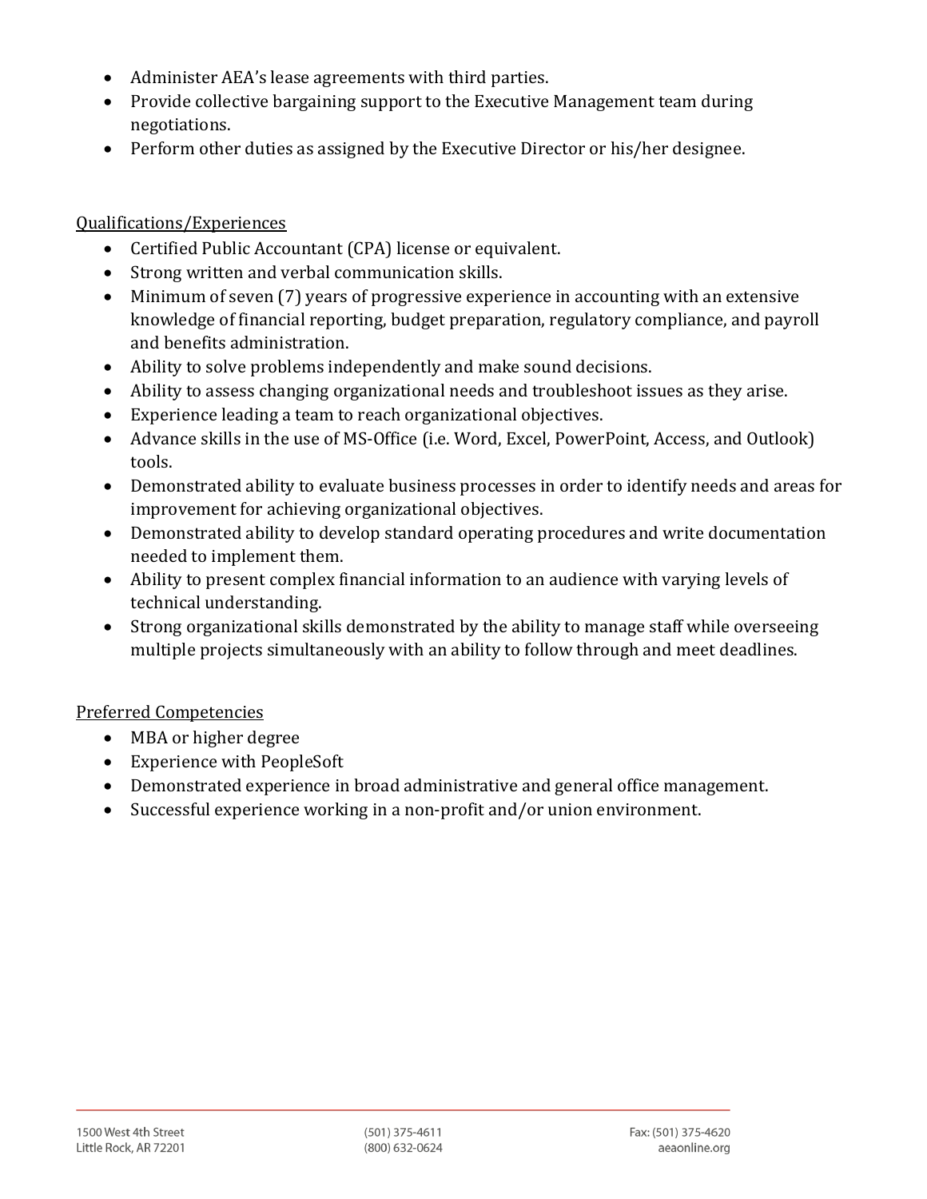- Administer AEA's lease agreements with third parties.
- Provide collective bargaining support to the Executive Management team during negotiations.
- Perform other duties as assigned by the Executive Director or his/her designee.

<u>Qualifications/Experiences</u>

- Certified Public Accountant (CPA) license or equivalent.
- Strong written and verbal communication skills.
- Minimum of seven (7) years of progressive experience in accounting with an extensive knowledge of financial reporting, budget preparation, regulatory compliance, and payroll and benefits administration.
- Ability to solve problems independently and make sound decisions.
- Ability to assess changing organizational needs and troubleshoot issues as they arise.
- Experience leading a team to reach organizational objectives.
- Advance skills in the use of MS-Office (i.e. Word, Excel, PowerPoint, Access, and Outlook) tools.
- Demonstrated ability to evaluate business processes in order to identify needs and areas for improvement for achieving organizational objectives.
- Demonstrated ability to develop standard operating procedures and write documentation needed to implement them.
- Ability to present complex financial information to an audience with varying levels of technical understanding.
- Strong organizational skills demonstrated by the ability to manage staff while overseeing multiple projects simultaneously with an ability to follow through and meet deadlines.

<u>Preferred Competencies</u>

- MBA or higher degree
- Experience with PeopleSoft
- Demonstrated experience in broad administrative and general office management.
- Successful experience working in a non-profit and/or union environment.